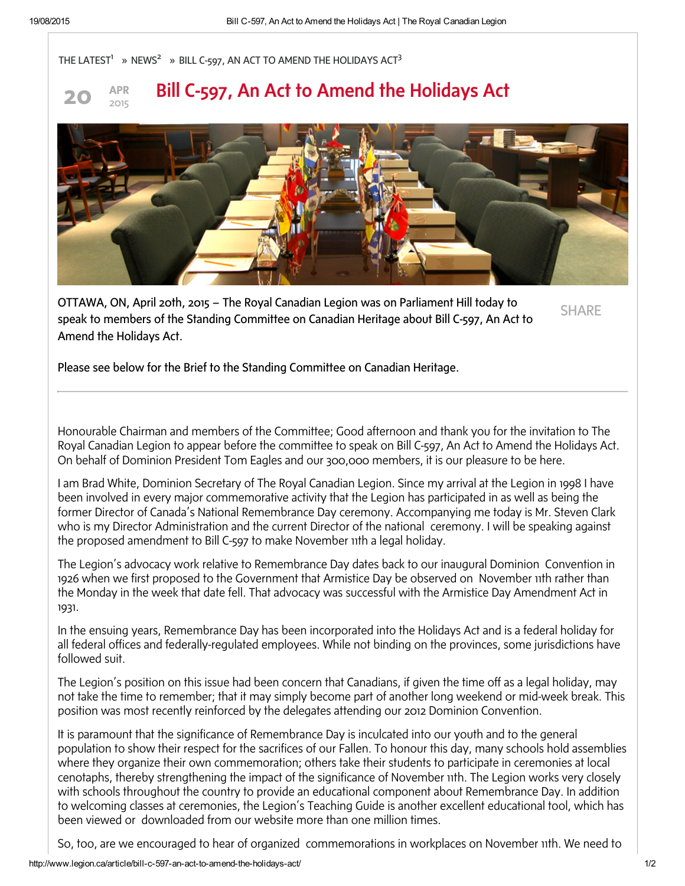THE LATEST[1] » NEWS[2] » BILL C-597, AN ACT TO AMEND THE HOLIDAYS ACT[3]

20 APR 2015

# Bill C-597, An Act to Amend the Holidays Act

OTTAWA, ON, April 20th, 2015 – The Royal Canadian Legion was on Parliament Hill today to speak to members of the Standing Committee on Canadian Heritage about Bill C-597, An Act to Amend the Holidays Act.

SHARE

Please see below for the Brief to the Standing Committee on Canadian Heritage.

---

Honourable Chairman and members of the Committee; Good afternoon and thank you for the invitation to The Royal Canadian Legion to appear before the committee to speak on Bill C-597, An Act to Amend the Holidays Act. On behalf of Dominion President Tom Eagles and our 300,000 members, it is our pleasure to be here.

I am Brad White, Dominion Secretary of The Royal Canadian Legion. Since my arrival at the Legion in 1998 I have been involved in every major commemorative activity that the Legion has participated in as well as being the former Director of Canada's National Remembrance Day ceremony. Accompanying me today is Mr. Steven Clark who is my Director Administration and the current Director of the national ceremony. I will be speaking against the proposed amendment to Bill C-597 to make November 11th a legal holiday.

The Legion's advocacy work relative to Remembrance Day dates back to our inaugural Dominion Convention in 1926 when we first proposed to the Government that Armistice Day be observed on November 11th rather than the Monday in the week that date fell. That advocacy was successful with the Armistice Day Amendment Act in 1931.

In the ensuing years, Remembrance Day has been incorporated into the Holidays Act and is a federal holiday for all federal offices and federally-regulated employees. While not binding on the provinces, some jurisdictions have followed suit.

The Legion's position on this issue had been concern that Canadians, if given the time off as a legal holiday, may not take the time to remember; that it may simply become part of another long weekend or mid-week break. This position was most recently reinforced by the delegates attending our 2012 Dominion Convention.

It is paramount that the significance of Remembrance Day is inculcated into our youth and to the general population to show their respect for the sacrifices of our Fallen. To honour this day, many schools hold assemblies where they organize their own commemoration; others take their students to participate in ceremonies at local cenotaphs, thereby strengthening the impact of the significance of November 11th. The Legion works very closely with schools throughout the country to provide an educational component about Remembrance Day. In addition to welcoming classes at ceremonies, the Legion's Teaching Guide is another excellent educational tool, which has been viewed or downloaded from our website more than one million times.

So, too, are we encouraged to hear of organized commemorations in workplaces on November 11th. We need to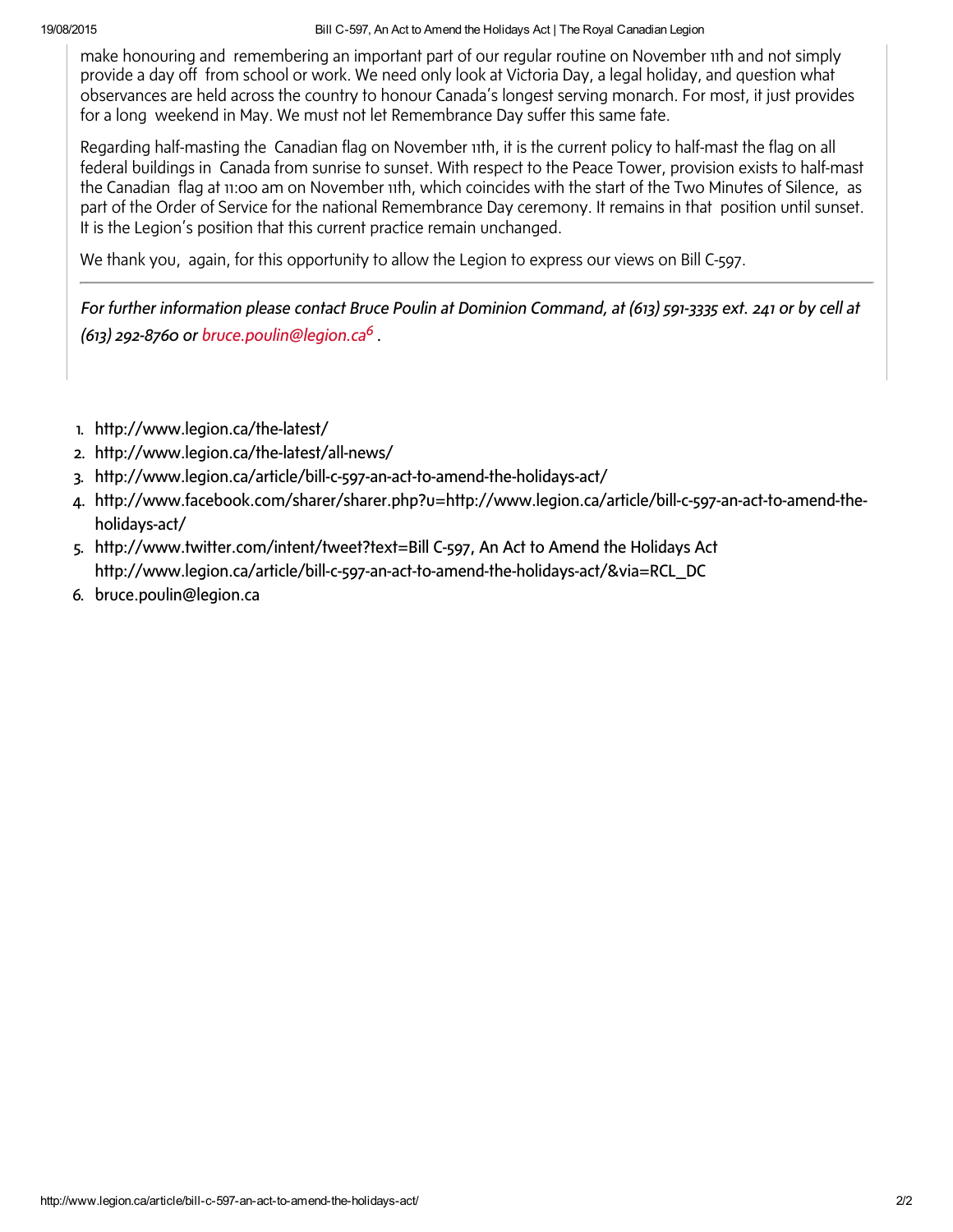make honouring and remembering an important part of our regular routine on November 11th and not simply provide a day off from school or work. We need only look at Victoria Day, a legal holiday, and question what observances are held across the country to honour Canada's longest serving monarch. For most, it just provides for a long weekend in May. We must not let Remembrance Day suffer this same fate.

Regarding half-masting the Canadian flag on November 11th, it is the current policy to half-mast the flag on all federal buildings in Canada from sunrise to sunset. With respect to the Peace Tower, provision exists to half-mast the Canadian flag at 11:00 am on November 11th, which coincides with the start of the Two Minutes of Silence, as part of the Order of Service for the national Remembrance Day ceremony. It remains in that position until sunset. It is the Legion's position that this current practice remain unchanged.

We thank you, again, for this opportunity to allow the Legion to express our views on Bill C-597.

---

*For further information please contact Bruce Poulin at Dominion Command, at (613) 591-3335 ext. 241 or by cell at (613) 292-8760 or bruce.poulin@legion.ca[6] .*

1. http://www.legion.ca/the-latest/
2. http://www.legion.ca/the-latest/all-news/
3. http://www.legion.ca/article/bill-c-597-an-act-to-amend-the-holidays-act/
4. http://www.facebook.com/sharer/sharer.php?u=http://www.legion.ca/article/bill-c-597-an-act-to-amend-the-holidays-act/
5. http://www.twitter.com/intent/tweet?text=Bill C-597, An Act to Amend the Holidays Act http://www.legion.ca/article/bill-c-597-an-act-to-amend-the-holidays-act/&via=RCL_DC
6. bruce.poulin@legion.ca